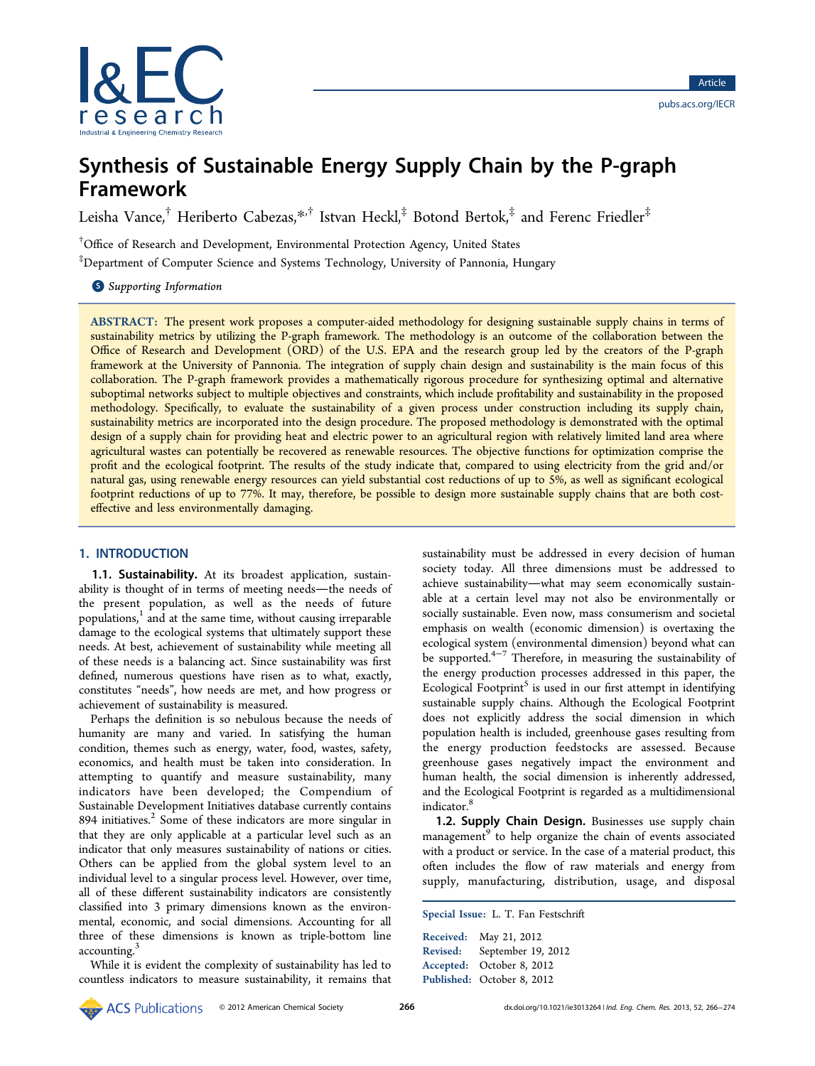# Synthesis of Sustainable Energy Supply Chain by the P-graph Framework

Leisha Vance,[†] Heriberto Cabezas,[*,†] Istvan Heckl,[‡] Botond Bertok,[‡] and Ferenc Friedler[‡]

[†]Office of Research and Development, Environmental Protection Agency, United States

[‡]Department of Computer Science and Systems Technology, University of Pannonia, Hungary

*Supporting Information*

**ABSTRACT:** The present work proposes a computer-aided methodology for designing sustainable supply chains in terms of sustainability metrics by utilizing the P-graph framework. The methodology is an outcome of the collaboration between the Office of Research and Development (ORD) of the U.S. EPA and the research group led by the creators of the P-graph framework at the University of Pannonia. The integration of supply chain design and sustainability is the main focus of this collaboration. The P-graph framework provides a mathematically rigorous procedure for synthesizing optimal and alternative suboptimal networks subject to multiple objectives and constraints, which include profitability and sustainability in the proposed methodology. Specifically, to evaluate the sustainability of a given process under construction including its supply chain, sustainability metrics are incorporated into the design procedure. The proposed methodology is demonstrated with the optimal design of a supply chain for providing heat and electric power to an agricultural region with relatively limited land area where agricultural wastes can potentially be recovered as renewable resources. The objective functions for optimization comprise the profit and the ecological footprint. The results of the study indicate that, compared to using electricity from the grid and/or natural gas, using renewable energy resources can yield substantial cost reductions of up to 5%, as well as significant ecological footprint reductions of up to 77%. It may, therefore, be possible to design more sustainable supply chains that are both cost-effective and less environmentally damaging.

## 1. INTRODUCTION

**1.1. Sustainability.** At its broadest application, sustainability is thought of in terms of meeting needs—the needs of the present population, as well as the needs of future populations,[1] and at the same time, without causing irreparable damage to the ecological systems that ultimately support these needs. At best, achievement of sustainability while meeting all of these needs is a balancing act. Since sustainability was first defined, numerous questions have risen as to what, exactly, constitutes "needs", how needs are met, and how progress or achievement of sustainability is measured.

Perhaps the definition is so nebulous because the needs of humanity are many and varied. In satisfying the human condition, themes such as energy, water, food, wastes, safety, economics, and health must be taken into consideration. In attempting to quantify and measure sustainability, many indicators have been developed; the Compendium of Sustainable Development Initiatives database currently contains 894 initiatives.[2] Some of these indicators are more singular in that they are only applicable at a particular level such as an indicator that only measures sustainability of nations or cities. Others can be applied from the global system level to an individual level to a singular process level. However, over time, all of these different sustainability indicators are consistently classified into 3 primary dimensions known as the environmental, economic, and social dimensions. Accounting for all three of these dimensions is known as triple-bottom line accounting.[3]

While it is evident the complexity of sustainability has led to countless indicators to measure sustainability, it remains that sustainability must be addressed in every decision of human society today. All three dimensions must be addressed to achieve sustainability—what may seem economically sustainable at a certain level may not also be environmentally or socially sustainable. Even now, mass consumerism and societal emphasis on wealth (economic dimension) is overtaxing the ecological system (environmental dimension) beyond what can be supported.[4−7] Therefore, in measuring the sustainability of the energy production processes addressed in this paper, the Ecological Footprint[5] is used in our first attempt in identifying sustainable supply chains. Although the Ecological Footprint does not explicitly address the social dimension in which population health is included, greenhouse gases resulting from the energy production feedstocks are assessed. Because greenhouse gases negatively impact the environment and human health, the social dimension is inherently addressed, and the Ecological Footprint is regarded as a multidimensional indicator.[8]

**1.2. Supply Chain Design.** Businesses use supply chain management[9] to help organize the chain of events associated with a product or service. In the case of a material product, this often includes the flow of raw materials and energy from supply, manufacturing, distribution, usage, and disposal

Special Issue: L. T. Fan Festschrift

Received: May 21, 2012
Revised: September 19, 2012
Accepted: October 8, 2012
Published: October 8, 2012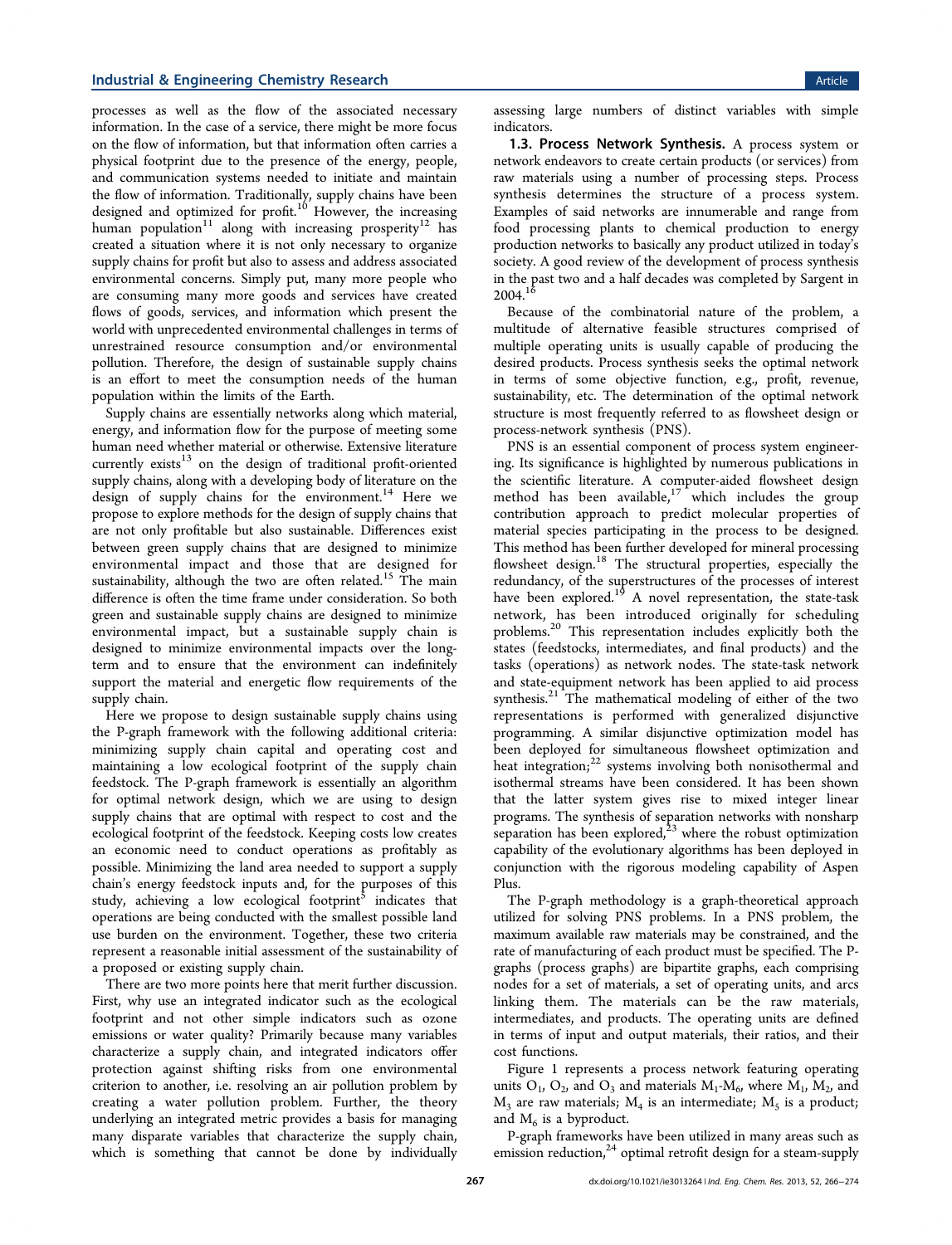processes as well as the flow of the associated necessary information. In the case of a service, there might be more focus on the flow of information, but that information often carries a physical footprint due to the presence of the energy, people, and communication systems needed to initiate and maintain the flow of information. Traditionally, supply chains have been designed and optimized for profit.[10] However, the increasing human population[11] along with increasing prosperity[12] has created a situation where it is not only necessary to organize supply chains for profit but also to assess and address associated environmental concerns. Simply put, many more people who are consuming many more goods and services have created flows of goods, services, and information which present the world with unprecedented environmental challenges in terms of unrestrained resource consumption and/or environmental pollution. Therefore, the design of sustainable supply chains is an effort to meet the consumption needs of the human population within the limits of the Earth.

Supply chains are essentially networks along which material, energy, and information flow for the purpose of meeting some human need whether material or otherwise. Extensive literature currently exists[13] on the design of traditional profit-oriented supply chains, along with a developing body of literature on the design of supply chains for the environment.[14] Here we propose to explore methods for the design of supply chains that are not only profitable but also sustainable. Differences exist between green supply chains that are designed to minimize environmental impact and those that are designed for sustainability, although the two are often related.[15] The main difference is often the time frame under consideration. So both green and sustainable supply chains are designed to minimize environmental impact, but a sustainable supply chain is designed to minimize environmental impacts over the long-term and to ensure that the environment can indefinitely support the material and energetic flow requirements of the supply chain.

Here we propose to design sustainable supply chains using the P-graph framework with the following additional criteria: minimizing supply chain capital and operating cost and maintaining a low ecological footprint of the supply chain feedstock. The P-graph framework is essentially an algorithm for optimal network design, which we are using to design supply chains that are optimal with respect to cost and the ecological footprint of the feedstock. Keeping costs low creates an economic need to conduct operations as profitably as possible. Minimizing the land area needed to support a supply chain's energy feedstock inputs and, for the purposes of this study, achieving a low ecological footprint[5] indicates that operations are being conducted with the smallest possible land use burden on the environment. Together, these two criteria represent a reasonable initial assessment of the sustainability of a proposed or existing supply chain.

There are two more points here that merit further discussion. First, why use an integrated indicator such as the ecological footprint and not other simple indicators such as ozone emissions or water quality? Primarily because many variables characterize a supply chain, and integrated indicators offer protection against shifting risks from one environmental criterion to another, i.e. resolving an air pollution problem by creating a water pollution problem. Further, the theory underlying an integrated metric provides a basis for managing many disparate variables that characterize the supply chain, which is something that cannot be done by individually assessing large numbers of distinct variables with simple indicators.

### 1.3. Process Network Synthesis.

A process system or network endeavors to create certain products (or services) from raw materials using a number of processing steps. Process synthesis determines the structure of a process system. Examples of said networks are innumerable and range from food processing plants to chemical production to energy production networks to basically any product utilized in today's society. A good review of the development of process synthesis in the past two and a half decades was completed by Sargent in 2004.[16]

Because of the combinatorial nature of the problem, a multitude of alternative feasible structures comprised of multiple operating units is usually capable of producing the desired products. Process synthesis seeks the optimal network in terms of some objective function, e.g., profit, revenue, sustainability, etc. The determination of the optimal network structure is most frequently referred to as flowsheet design or process-network synthesis (PNS).

PNS is an essential component of process system engineering. Its significance is highlighted by numerous publications in the scientific literature. A computer-aided flowsheet design method has been available,[17] which includes the group contribution approach to predict molecular properties of material species participating in the process to be designed. This method has been further developed for mineral processing flowsheet design.[18] The structural properties, especially the redundancy, of the superstructures of the processes of interest have been explored.[19] A novel representation, the state-task network, has been introduced originally for scheduling problems.[20] This representation includes explicitly both the states (feedstocks, intermediates, and final products) and the tasks (operations) as network nodes. The state-task network and state-equipment network has been applied to aid process synthesis.[21] The mathematical modeling of either of the two representations is performed with generalized disjunctive programming. A similar disjunctive optimization model has been deployed for simultaneous flowsheet optimization and heat integration;[22] systems involving both nonisothermal and isothermal streams have been considered. It has been shown that the latter system gives rise to mixed integer linear programs. The synthesis of separation networks with nonsharp separation has been explored,[23] where the robust optimization capability of the evolutionary algorithms has been deployed in conjunction with the rigorous modeling capability of Aspen Plus.

The P-graph methodology is a graph-theoretical approach utilized for solving PNS problems. In a PNS problem, the maximum available raw materials may be constrained, and the rate of manufacturing of each product must be specified. The P-graphs (process graphs) are bipartite graphs, each comprising nodes for a set of materials, a set of operating units, and arcs linking them. The materials can be the raw materials, intermediates, and products. The operating units are defined in terms of input and output materials, their ratios, and their cost functions.

Figure 1 represents a process network featuring operating units $O_1$, $O_2$, and $O_3$ and materials $M_1$-$M_6$, where $M_1$, $M_2$, and $M_3$ are raw materials; $M_4$ is an intermediate; $M_5$ is a product; and $M_6$ is a byproduct.

P-graph frameworks have been utilized in many areas such as emission reduction,[24] optimal retrofit design for a steam-supply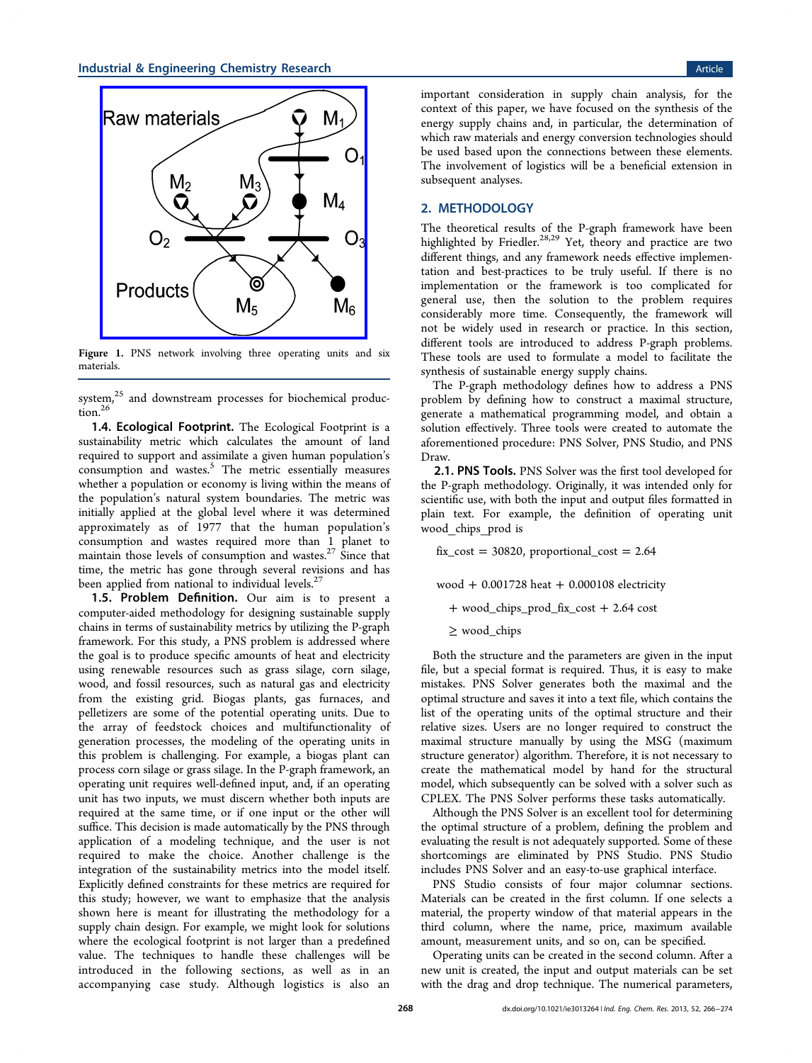Raw materials

$M_1$

$O_1$

$M_2$

$M_3$

$M_4$

$O_2$

$O_3$

Products

$M_5$

$M_6$

Figure 1. PNS network involving three operating units and six materials.

system,[25] and downstream processes for biochemical production.[26]

**1.4. Ecological Footprint.** The Ecological Footprint is a sustainability metric which calculates the amount of land required to support and assimilate a given human population's consumption and wastes.[5] The metric essentially measures whether a population or economy is living within the means of the population's natural system boundaries. The metric was initially applied at the global level where it was determined approximately as of 1977 that the human population's consumption and wastes required more than 1 planet to maintain those levels of consumption and wastes.[27] Since that time, the metric has gone through several revisions and has been applied from national to individual levels.[27]

**1.5. Problem Definition.** Our aim is to present a computer-aided methodology for designing sustainable supply chains in terms of sustainability metrics by utilizing the P-graph framework. For this study, a PNS problem is addressed where the goal is to produce specific amounts of heat and electricity using renewable resources such as grass silage, corn silage, wood, and fossil resources, such as natural gas and electricity from the existing grid. Biogas plants, gas furnaces, and pelletizers are some of the potential operating units. Due to the array of feedstock choices and multifunctionality of generation processes, the modeling of the operating units in this problem is challenging. For example, a biogas plant can process corn silage or grass silage. In the P-graph framework, an operating unit requires well-defined input, and, if an operating unit has two inputs, we must discern whether both inputs are required at the same time, or if one input or the other will suffice. This decision is made automatically by the PNS through application of a modeling technique, and the user is not required to make the choice. Another challenge is the integration of the sustainability metrics into the model itself. Explicitly defined constraints for these metrics are required for this study; however, we want to emphasize that the analysis shown here is meant for illustrating the methodology for a supply chain design. For example, we might look for solutions where the ecological footprint is not larger than a predefined value. The techniques to handle these challenges will be introduced in the following sections, as well as in an accompanying case study. Although logistics is also an important consideration in supply chain analysis, for the context of this paper, we have focused on the synthesis of the energy supply chains and, in particular, the determination of which raw materials and energy conversion technologies should be used based upon the connections between these elements. The involvement of logistics will be a beneficial extension in subsequent analyses.

## 2. METHODOLOGY

The theoretical results of the P-graph framework have been highlighted by Friedler.[28,29] Yet, theory and practice are two different things, and any framework needs effective implementation and best-practices to be truly useful. If there is no implementation or the framework is too complicated for general use, then the solution to the problem requires considerably more time. Consequently, the framework will not be widely used in research or practice. In this section, different tools are introduced to address P-graph problems. These tools are used to formulate a model to facilitate the synthesis of sustainable energy supply chains.

The P-graph methodology defines how to address a PNS problem by defining how to construct a maximal structure, generate a mathematical programming model, and obtain a solution effectively. Three tools were created to automate the aforementioned procedure: PNS Solver, PNS Studio, and PNS Draw.

**2.1. PNS Tools.** PNS Solver was the first tool developed for the P-graph methodology. Originally, it was intended only for scientific use, with both the input and output files formatted in plain text. For example, the definition of operating unit wood_chips_prod is

fix_cost = 30820, proportional_cost = 2.64

wood + 0.001728 heat + 0.000108 electricity

+ wood_chips_prod_fix_cost + 2.64 cost

≥ wood_chips

Both the structure and the parameters are given in the input file, but a special format is required. Thus, it is easy to make mistakes. PNS Solver generates both the maximal and the optimal structure and saves it into a text file, which contains the list of the operating units of the optimal structure and their relative sizes. Users are no longer required to construct the maximal structure manually by using the MSG (maximum structure generator) algorithm. Therefore, it is not necessary to create the mathematical model by hand for the structural model, which subsequently can be solved with a solver such as CPLEX. The PNS Solver performs these tasks automatically.

Although the PNS Solver is an excellent tool for determining the optimal structure of a problem, defining the problem and evaluating the result is not adequately supported. Some of these shortcomings are eliminated by PNS Studio. PNS Studio includes PNS Solver and an easy-to-use graphical interface.

PNS Studio consists of four major columnar sections. Materials can be created in the first column. If one selects a material, the property window of that material appears in the third column, where the name, price, maximum available amount, measurement units, and so on, can be specified.

Operating units can be created in the second column. After a new unit is created, the input and output materials can be set with the drag and drop technique. The numerical parameters,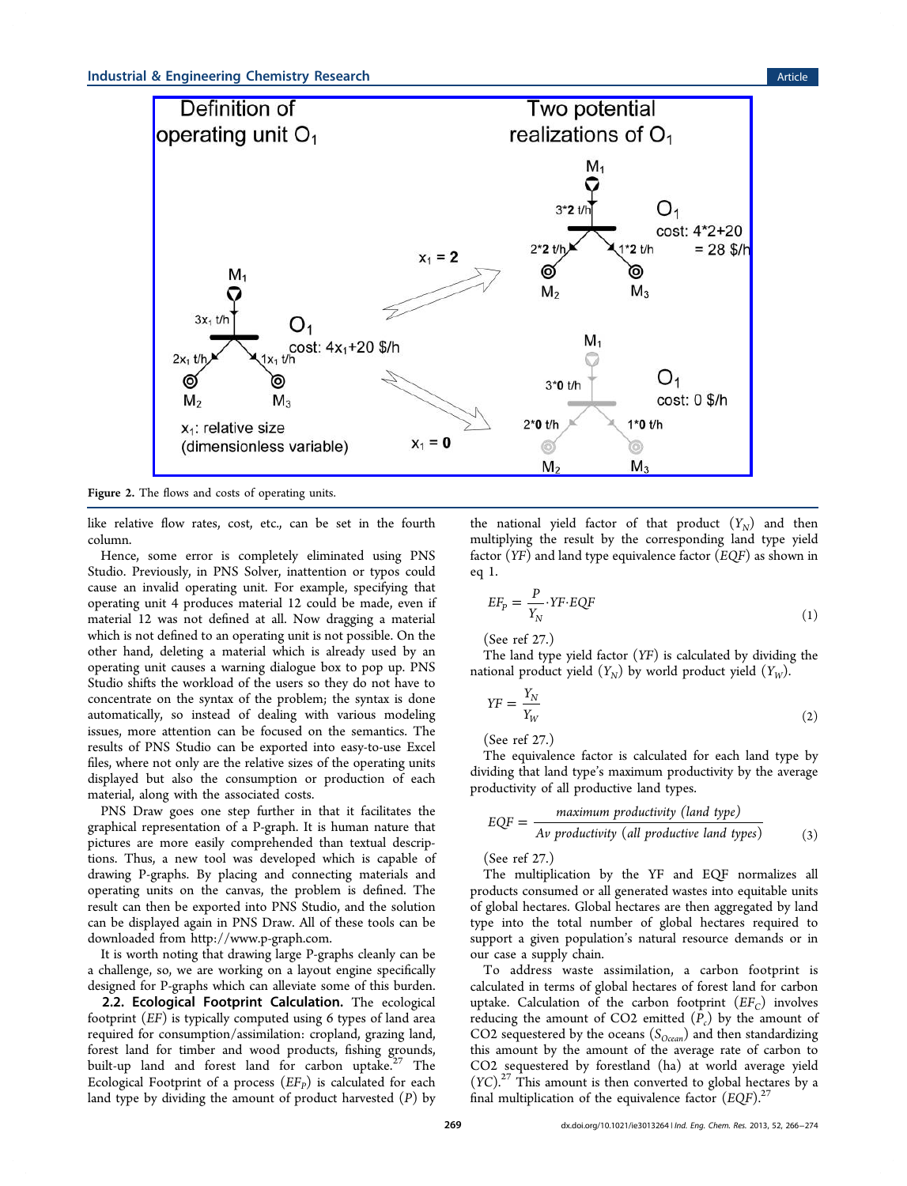Figure 2. The flows and costs of operating units.

like relative flow rates, cost, etc., can be set in the fourth column.

Hence, some error is completely eliminated using PNS Studio. Previously, in PNS Solver, inattention or typos could cause an invalid operating unit. For example, specifying that operating unit 4 produces material 12 could be made, even if material 12 was not defined at all. Now dragging a material which is not defined to an operating unit is not possible. On the other hand, deleting a material which is already used by an operating unit causes a warning dialogue box to pop up. PNS Studio shifts the workload of the users so they do not have to concentrate on the syntax of the problem; the syntax is done automatically, so instead of dealing with various modeling issues, more attention can be focused on the semantics. The results of PNS Studio can be exported into easy-to-use Excel files, where not only are the relative sizes of the operating units displayed but also the consumption or production of each material, along with the associated costs.

PNS Draw goes one step further in that it facilitates the graphical representation of a P-graph. It is human nature that pictures are more easily comprehended than textual descriptions. Thus, a new tool was developed which is capable of drawing P-graphs. By placing and connecting materials and operating units on the canvas, the problem is defined. The result can then be exported into PNS Studio, and the solution can be displayed again in PNS Draw. All of these tools can be downloaded from http://www.p-graph.com.

It is worth noting that drawing large P-graphs cleanly can be a challenge, so, we are working on a layout engine specifically designed for P-graphs which can alleviate some of this burden.

## 2.2. Ecological Footprint Calculation.

The ecological footprint (*EF*) is typically computed using 6 types of land area required for consumption/assimilation: cropland, grazing land, forest land for timber and wood products, fishing grounds, built-up land and forest land for carbon uptake.[27] The Ecological Footprint of a process ($EF_P$) is calculated for each land type by dividing the amount of product harvested ($P$) by the national yield factor of that product ($Y_N$) and then multiplying the result by the corresponding land type yield factor ($YF$) and land type equivalence factor ($EQF$) as shown in eq 1.

$$EF_P = \frac{P}{Y_N} \cdot YF \cdot EQF \tag{1}$$

(See ref 27.)

The land type yield factor ($YF$) is calculated by dividing the national product yield ($Y_N$) by world product yield ($Y_W$).

$$YF = \frac{Y_N}{Y_W} \tag{2}$$

(See ref 27.)

The equivalence factor is calculated for each land type by dividing that land type's maximum productivity by the average productivity of all productive land types.

$$EQF = \frac{\text{maximum productivity (land type)}}{\text{Av productivity (all productive land types)}} \tag{3}$$

(See ref 27.)

The multiplication by the YF and EQF normalizes all products consumed or all generated wastes into equitable units of global hectares. Global hectares are then aggregated by land type into the total number of global hectares required to support a given population's natural resource demands or in our case a supply chain.

To address waste assimilation, a carbon footprint is calculated in terms of global hectares of forest land for carbon uptake. Calculation of the carbon footprint ($EF_C$) involves reducing the amount of CO2 emitted ($P_c$) by the amount of CO2 sequestered by the oceans ($S_{Ocean}$) and then standardizing this amount by the amount of the average rate of carbon to CO2 sequestered by forestland (ha) at world average yield ($YC$).[27] This amount is then converted to global hectares by a final multiplication of the equivalence factor ($EQF$).[27]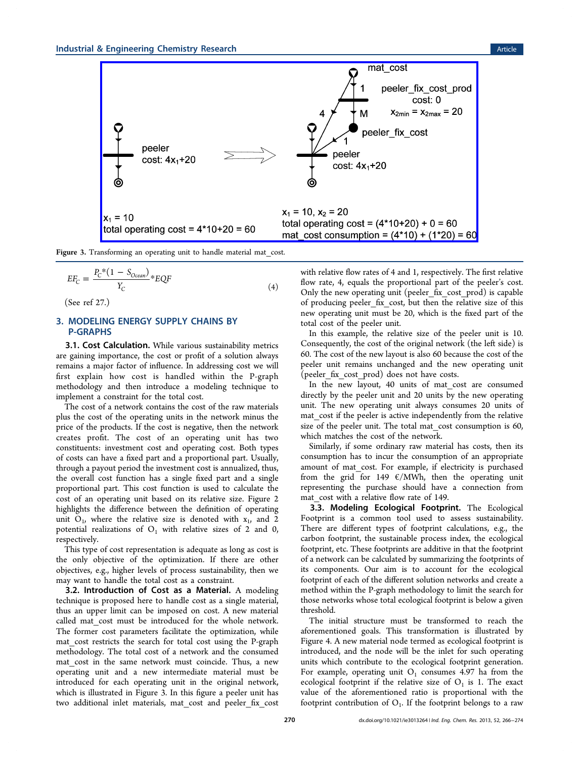Figure 3. Transforming an operating unit to handle material mat_cost.

$$EF_C = \frac{P_C*(1 - S_{Ocean})}{Y_C}*EQF \tag{4}$$

(See ref 27.)

## 3. MODELING ENERGY SUPPLY CHAINS BY P-GRAPHS

**3.1. Cost Calculation.** While various sustainability metrics are gaining importance, the cost or profit of a solution always remains a major factor of influence. In addressing cost we will first explain how cost is handled within the P-graph methodology and then introduce a modeling technique to implement a constraint for the total cost.

The cost of a network contains the cost of the raw materials plus the cost of the operating units in the network minus the price of the products. If the cost is negative, then the network creates profit. The cost of an operating unit has two constituents: investment cost and operating cost. Both types of costs can have a fixed part and a proportional part. Usually, through a payout period the investment cost is annualized, thus, the overall cost function has a single fixed part and a single proportional part. This cost function is used to calculate the cost of an operating unit based on its relative size. Figure 2 highlights the difference between the definition of operating unit $O_1$, where the relative size is denoted with $x_1$, and 2 potential realizations of $O_1$ with relative sizes of 2 and 0, respectively.

This type of cost representation is adequate as long as cost is the only objective of the optimization. If there are other objectives, e.g., higher levels of process sustainability, then we may want to handle the total cost as a constraint.

**3.2. Introduction of Cost as a Material.** A modeling technique is proposed here to handle cost as a single material, thus an upper limit can be imposed on cost. A new material called mat_cost must be introduced for the whole network. The former cost parameters facilitate the optimization, while mat_cost restricts the search for total cost using the P-graph methodology. The total cost of a network and the consumed mat_cost in the same network must coincide. Thus, a new operating unit and a new intermediate material must be introduced for each operating unit in the original network, which is illustrated in Figure 3. In this figure a peeler unit has two additional inlet materials, mat_cost and peeler_fix_cost with relative flow rates of 4 and 1, respectively. The first relative flow rate, 4, equals the proportional part of the peeler's cost. Only the new operating unit (peeler_fix_cost_prod) is capable of producing peeler_fix_cost, but then the relative size of this new operating unit must be 20, which is the fixed part of the total cost of the peeler unit.

In this example, the relative size of the peeler unit is 10. Consequently, the cost of the original network (the left side) is 60. The cost of the new layout is also 60 because the cost of the peeler unit remains unchanged and the new operating unit (peeler_fix_cost_prod) does not have costs.

In the new layout, 40 units of mat_cost are consumed directly by the peeler unit and 20 units by the new operating unit. The new operating unit always consumes 20 units of mat_cost if the peeler is active independently from the relative size of the peeler unit. The total mat_cost consumption is 60, which matches the cost of the network.

Similarly, if some ordinary raw material has costs, then its consumption has to incur the consumption of an appropriate amount of mat_cost. For example, if electricity is purchased from the grid for 149 €/MWh, then the operating unit representing the purchase should have a connection from mat_cost with a relative flow rate of 149.

**3.3. Modeling Ecological Footprint.** The Ecological Footprint is a common tool used to assess sustainability. There are different types of footprint calculations, e.g., the carbon footprint, the sustainable process index, the ecological footprint, etc. These footprints are additive in that the footprint of a network can be calculated by summarizing the footprints of its components. Our aim is to account for the ecological footprint of each of the different solution networks and create a method within the P-graph methodology to limit the search for those networks whose total ecological footprint is below a given threshold.

The initial structure must be transformed to reach the aforementioned goals. This transformation is illustrated by Figure 4. A new material node termed as ecological footprint is introduced, and the node will be the inlet for such operating units which contribute to the ecological footprint generation. For example, operating unit $O_1$ consumes 4.97 ha from the ecological footprint if the relative size of $O_1$ is 1. The exact value of the aforementioned ratio is proportional with the footprint contribution of $O_1$. If the footprint belongs to a raw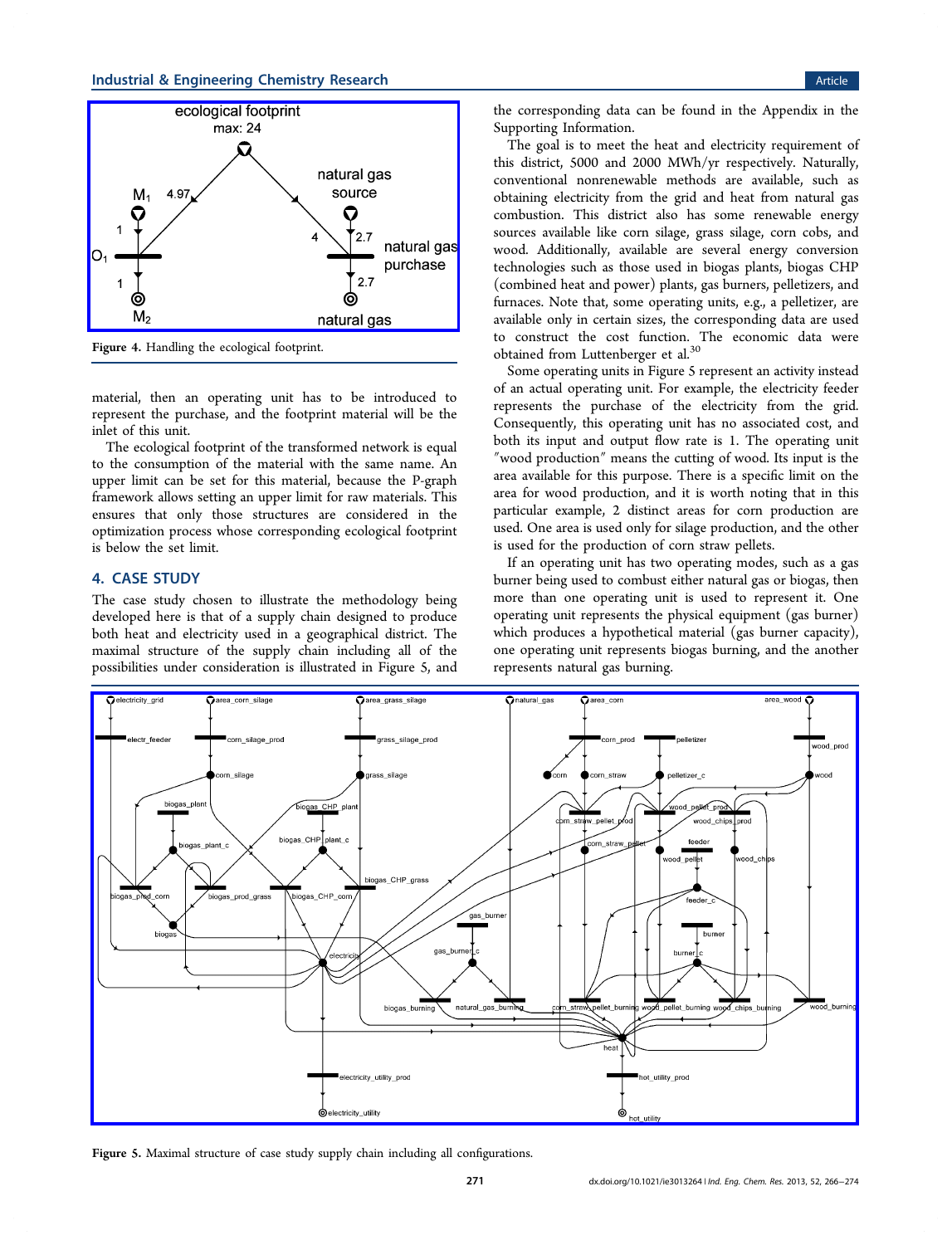Figure 4. Handling the ecological footprint.

material, then an operating unit has to be introduced to represent the purchase, and the footprint material will be the inlet of this unit.

The ecological footprint of the transformed network is equal to the consumption of the material with the same name. An upper limit can be set for this material, because the P-graph framework allows setting an upper limit for raw materials. This ensures that only those structures are considered in the optimization process whose corresponding ecological footprint is below the set limit.

## 4. CASE STUDY

The case study chosen to illustrate the methodology being developed here is that of a supply chain designed to produce both heat and electricity used in a geographical district. The maximal structure of the supply chain including all of the possibilities under consideration is illustrated in Figure 5, and the corresponding data can be found in the Appendix in the Supporting Information.

The goal is to meet the heat and electricity requirement of this district, 5000 and 2000 MWh/yr respectively. Naturally, conventional nonrenewable methods are available, such as obtaining electricity from the grid and heat from natural gas combustion. This district also has some renewable energy sources available like corn silage, grass silage, corn cobs, and wood. Additionally, available are several energy conversion technologies such as those used in biogas plants, biogas CHP (combined heat and power) plants, gas burners, pelletizers, and furnaces. Note that, some operating units, e.g., a pelletizer, are available only in certain sizes, the corresponding data are used to construct the cost function. The economic data were obtained from Luttenberger et al.[30]

Some operating units in Figure 5 represent an activity instead of an actual operating unit. For example, the electricity feeder represents the purchase of the electricity from the grid. Consequently, this operating unit has no associated cost, and both its input and output flow rate is 1. The operating unit ″wood production″ means the cutting of wood. Its input is the area available for this purpose. There is a specific limit on the area for wood production, and it is worth noting that in this particular example, 2 distinct areas for corn production are used. One area is used only for silage production, and the other is used for the production of corn straw pellets.

If an operating unit has two operating modes, such as a gas burner being used to combust either natural gas or biogas, then more than one operating unit is used to represent it. One operating unit represents the physical equipment (gas burner) which produces a hypothetical material (gas burner capacity), one operating unit represents biogas burning, and the another represents natural gas burning.

Figure 5. Maximal structure of case study supply chain including all configurations.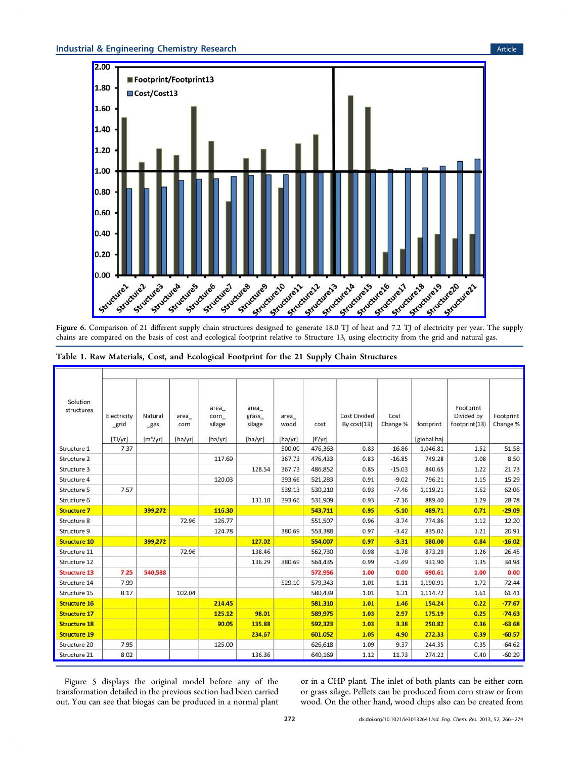**Figure 6.** Comparison of 21 different supply chain structures designed to generate 18.0 TJ of heat and 7.2 TJ of electricity per year. The supply chains are compared on the basis of cost and ecological footprint relative to Structure 13, using electricity from the grid and natural gas.

**Table 1. Raw Materials, Cost, and Ecological Footprint for the 21 Supply Chain Structures**

| Solution structures | Electricity_grid [TJ/yr] | Natural_gas [m³/yr] | area_corn [ha/yr] | area_corn_silage [ha/yr] | area_grass_silage [ha/yr] | area_wood [ha/yr] | cost [€/yr] | Cost Divided By cost(13) | Cost Change % | footprint [global ha] | Footprint Divided by footprint(13) | Footprint Change % |
|---|---|---|---|---|---|---|---|---|---|---|---|---|
| Structure 1 | 7.37 | | | | | 500.00 | 476,363 | 0.83 | -16.86 | 1,046.81 | 1.52 | 51.58 |
| Structure 2 | | | | 117.69 | | 367.73 | 476,433 | 0.83 | -16.85 | 749.28 | 1.08 | 8.50 |
| Structure 3 | | | | | 128.54 | 367.73 | 486,852 | 0.85 | -15.03 | 840.65 | 1.22 | 21.73 |
| Structure 4 | | | | 120.03 | | 393.66 | 521,283 | 0.91 | -9.02 | 796.21 | 1.15 | 15.29 |
| Structure 5 | 7.57 | | | | | 539.13 | 530,210 | 0.93 | -7.46 | 1,119.21 | 1.62 | 62.06 |
| Structure 6 | | | | | 131.10 | 393.66 | 531,909 | 0.93 | -7.16 | 889.40 | 1.29 | 28.78 |
| Structure 7 | | 399,272 | | 116.30 | | | 543,711 | 0.95 | -5.10 | 489.71 | 0.71 | -29.09 |
| Structure 8 | | | 72.96 | 126.77 | | | 551,507 | 0.96 | -3.74 | 774.86 | 1.12 | 12.20 |
| Structure 9 | | | | 124.78 | | 380.69 | 553,388 | 0.97 | -3.42 | 835.02 | 1.21 | 20.91 |
| Structure 10 | | 399,272 | | | 127.02 | | 554,007 | 0.97 | -3.31 | 580.00 | 0.84 | -16.02 |
| Structure 11 | | | 72.96 | | 138.46 | | 562,730 | 0.98 | -1.78 | 873.29 | 1.26 | 26.45 |
| Structure 12 | | | | | 136.29 | 380.69 | 564,435 | 0.99 | -1.49 | 931.90 | 1.35 | 34.94 |
| Structure 13 | 7.25 | 540,588 | | | | | 572,956 | 1.00 | 0.00 | 690.61 | 1.00 | 0.00 |
| Structure 14 | 7.99 | | | | | 529.10 | 579,343 | 1.01 | 1.11 | 1,190.91 | 1.72 | 72.44 |
| Structure 15 | 8.17 | | 102.04 | | | | 580,439 | 1.01 | 1.31 | 1,114.72 | 1.61 | 61.41 |
| Structure 16 | | | | 214.45 | | | 581,310 | 1.01 | 1.46 | 154.24 | 0.22 | -77.67 |
| Structure 17 | | | | 125.12 | 98.01 | | 589,975 | 1.03 | 2.97 | 175.19 | 0.25 | -74.63 |
| Structure 18 | | | | 90.05 | 135.88 | | 592,323 | 1.03 | 3.38 | 250.82 | 0.36 | -63.68 |
| Structure 19 | | | | | 234.67 | | 601,052 | 1.05 | 4.90 | 272.33 | 0.39 | -60.57 |
| Structure 20 | 7.95 | | | 125.00 | | | 626,618 | 1.09 | 9.37 | 244.35 | 0.35 | -64.62 |
| Structure 21 | 8.02 | | | | 136.36 | | 640,169 | 1.12 | 11.73 | 274.22 | 0.40 | -60.29 |

Figure 5 displays the original model before any of the transformation detailed in the previous section had been carried out. You can see that biogas can be produced in a normal plant or in a CHP plant. The inlet of both plants can be either corn or grass silage. Pellets can be produced from corn straw or from wood. On the other hand, wood chips also can be created from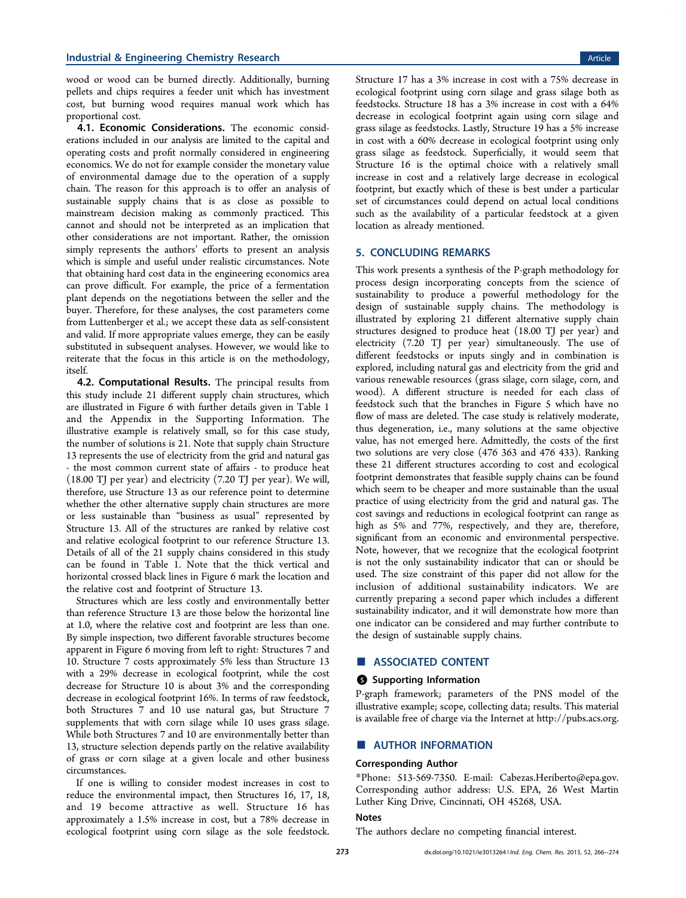wood or wood can be burned directly. Additionally, burning pellets and chips requires a feeder unit which has investment cost, but burning wood requires manual work which has proportional cost.

**4.1. Economic Considerations.** The economic considerations included in our analysis are limited to the capital and operating costs and profit normally considered in engineering economics. We do not for example consider the monetary value of environmental damage due to the operation of a supply chain. The reason for this approach is to offer an analysis of sustainable supply chains that is as close as possible to mainstream decision making as commonly practiced. This cannot and should not be interpreted as an implication that other considerations are not important. Rather, the omission simply represents the authors' efforts to present an analysis which is simple and useful under realistic circumstances. Note that obtaining hard cost data in the engineering economics area can prove difficult. For example, the price of a fermentation plant depends on the negotiations between the seller and the buyer. Therefore, for these analyses, the cost parameters come from Luttenberger et al.; we accept these data as self-consistent and valid. If more appropriate values emerge, they can be easily substituted in subsequent analyses. However, we would like to reiterate that the focus in this article is on the methodology, itself.

**4.2. Computational Results.** The principal results from this study include 21 different supply chain structures, which are illustrated in Figure 6 with further details given in Table 1 and the Appendix in the Supporting Information. The illustrative example is relatively small, so for this case study, the number of solutions is 21. Note that supply chain Structure 13 represents the use of electricity from the grid and natural gas - the most common current state of affairs - to produce heat (18.00 TJ per year) and electricity (7.20 TJ per year). We will, therefore, use Structure 13 as our reference point to determine whether the other alternative supply chain structures are more or less sustainable than "business as usual" represented by Structure 13. All of the structures are ranked by relative cost and relative ecological footprint to our reference Structure 13. Details of all of the 21 supply chains considered in this study can be found in Table 1. Note that the thick vertical and horizontal crossed black lines in Figure 6 mark the location and the relative cost and footprint of Structure 13.

Structures which are less costly and environmentally better than reference Structure 13 are those below the horizontal line at 1.0, where the relative cost and footprint are less than one. By simple inspection, two different favorable structures become apparent in Figure 6 moving from left to right: Structures 7 and 10. Structure 7 costs approximately 5% less than Structure 13 with a 29% decrease in ecological footprint, while the cost decrease for Structure 10 is about 3% and the corresponding decrease in ecological footprint 16%. In terms of raw feedstock, both Structures 7 and 10 use natural gas, but Structure 7 supplements that with corn silage while 10 uses grass silage. While both Structures 7 and 10 are environmentally better than 13, structure selection depends partly on the relative availability of grass or corn silage at a given locale and other business circumstances.

If one is willing to consider modest increases in cost to reduce the environmental impact, then Structures 16, 17, 18, and 19 become attractive as well. Structure 16 has approximately a 1.5% increase in cost, but a 78% decrease in ecological footprint using corn silage as the sole feedstock. Structure 17 has a 3% increase in cost with a 75% decrease in ecological footprint using corn silage and grass silage both as feedstocks. Structure 18 has a 3% increase in cost with a 64% decrease in ecological footprint again using corn silage and grass silage as feedstocks. Lastly, Structure 19 has a 5% increase in cost with a 60% decrease in ecological footprint using only grass silage as feedstock. Superficially, it would seem that Structure 16 is the optimal choice with a relatively small increase in cost and a relatively large decrease in ecological footprint, but exactly which of these is best under a particular set of circumstances could depend on actual local conditions such as the availability of a particular feedstock at a given location as already mentioned.

## 5. CONCLUDING REMARKS

This work presents a synthesis of the P-graph methodology for process design incorporating concepts from the science of sustainability to produce a powerful methodology for the design of sustainable supply chains. The methodology is illustrated by exploring 21 different alternative supply chain structures designed to produce heat (18.00 TJ per year) and electricity (7.20 TJ per year) simultaneously. The use of different feedstocks or inputs singly and in combination is explored, including natural gas and electricity from the grid and various renewable resources (grass silage, corn silage, corn, and wood). A different structure is needed for each class of feedstock such that the branches in Figure 5 which have no flow of mass are deleted. The case study is relatively moderate, thus degeneration, i.e., many solutions at the same objective value, has not emerged here. Admittedly, the costs of the first two solutions are very close (476 363 and 476 433). Ranking these 21 different structures according to cost and ecological footprint demonstrates that feasible supply chains can be found which seem to be cheaper and more sustainable than the usual practice of using electricity from the grid and natural gas. The cost savings and reductions in ecological footprint can range as high as 5% and 77%, respectively, and they are, therefore, significant from an economic and environmental perspective. Note, however, that we recognize that the ecological footprint is not the only sustainability indicator that can or should be used. The size constraint of this paper did not allow for the inclusion of additional sustainability indicators. We are currently preparing a second paper which includes a different sustainability indicator, and it will demonstrate how more than one indicator can be considered and may further contribute to the design of sustainable supply chains.

## ■ ASSOCIATED CONTENT

### Supporting Information

P-graph framework; parameters of the PNS model of the illustrative example; scope, collecting data; results. This material is available free of charge via the Internet at http://pubs.acs.org.

## ■ AUTHOR INFORMATION

### Corresponding Author

*Phone: 513-569-7350. E-mail: Cabezas.Heriberto@epa.gov. Corresponding author address: U.S. EPA, 26 West Martin Luther King Drive, Cincinnati, OH 45268, USA.

### Notes

The authors declare no competing financial interest.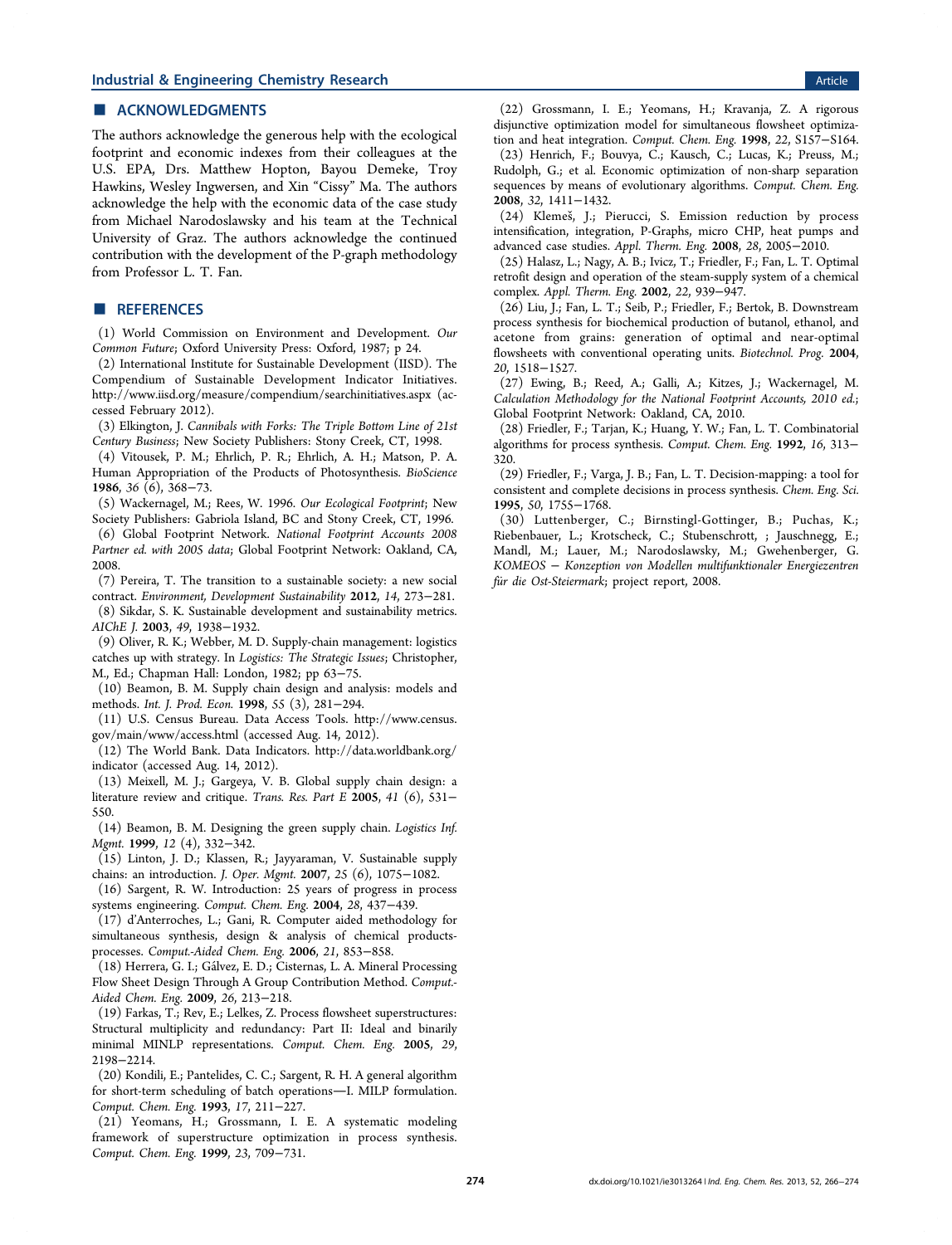## ■ ACKNOWLEDGMENTS

The authors acknowledge the generous help with the ecological footprint and economic indexes from their colleagues at the U.S. EPA, Drs. Matthew Hopton, Bayou Demeke, Troy Hawkins, Wesley Ingwersen, and Xin "Cissy" Ma. The authors acknowledge the help with the economic data of the case study from Michael Narodoslawsky and his team at the Technical University of Graz. The authors acknowledge the continued contribution with the development of the P-graph methodology from Professor L. T. Fan.

## ■ REFERENCES

(1) World Commission on Environment and Development. *Our Common Future*; Oxford University Press: Oxford, 1987; p 24.

(2) International Institute for Sustainable Development (IISD). The Compendium of Sustainable Development Indicator Initiatives. http://www.iisd.org/measure/compendium/searchinitiatives.aspx (accessed February 2012).

(3) Elkington, J. *Cannibals with Forks: The Triple Bottom Line of 21st Century Business*; New Society Publishers: Stony Creek, CT, 1998.

(4) Vitousek, P. M.; Ehrlich, P. R.; Ehrlich, A. H.; Matson, P. A. Human Appropriation of the Products of Photosynthesis. *BioScience* **1986**, *36* (6), 368−73.

(5) Wackernagel, M.; Rees, W. 1996. *Our Ecological Footprint*; New Society Publishers: Gabriola Island, BC and Stony Creek, CT, 1996.

(6) Global Footprint Network. *National Footprint Accounts 2008 Partner ed. with 2005 data*; Global Footprint Network: Oakland, CA, 2008.

(7) Pereira, T. The transition to a sustainable society: a new social contract. *Environment, Development Sustainability* **2012**, *14*, 273−281.

(8) Sikdar, S. K. Sustainable development and sustainability metrics. *AIChE J.* **2003**, *49*, 1938−1932.

(9) Oliver, R. K.; Webber, M. D. Supply-chain management: logistics catches up with strategy. In *Logistics: The Strategic Issues*; Christopher, M., Ed.; Chapman Hall: London, 1982; pp 63−75.

(10) Beamon, B. M. Supply chain design and analysis: models and methods. *Int. J. Prod. Econ.* **1998**, *55* (3), 281−294.

(11) U.S. Census Bureau. Data Access Tools. http://www.census.gov/main/www/access.html (accessed Aug. 14, 2012).

(12) The World Bank. Data Indicators. http://data.worldbank.org/indicator (accessed Aug. 14, 2012).

(13) Meixell, M. J.; Gargeya, V. B. Global supply chain design: a literature review and critique. *Trans. Res. Part E* **2005**, *41* (6), 531−550.

(14) Beamon, B. M. Designing the green supply chain. *Logistics Inf. Mgmt.* **1999**, *12* (4), 332−342.

(15) Linton, J. D.; Klassen, R.; Jayyaraman, V. Sustainable supply chains: an introduction. *J. Oper. Mgmt.* **2007**, *25* (6), 1075−1082.

(16) Sargent, R. W. Introduction: 25 years of progress in process systems engineering. *Comput. Chem. Eng.* **2004**, *28*, 437−439.

(17) d'Anterroches, L.; Gani, R. Computer aided methodology for simultaneous synthesis, design & analysis of chemical products-processes. *Comput.-Aided Chem. Eng.* **2006**, *21*, 853−858.

(18) Herrera, G. I.; Gálvez, E. D.; Cisternas, L. A. Mineral Processing Flow Sheet Design Through A Group Contribution Method. *Comput.-Aided Chem. Eng.* **2009**, *26*, 213−218.

(19) Farkas, T.; Rev, E.; Lelkes, Z. Process flowsheet superstructures: Structural multiplicity and redundancy: Part II: Ideal and binarily minimal MINLP representations. *Comput. Chem. Eng.* **2005**, *29*, 2198−2214.

(20) Kondili, E.; Pantelides, C. C.; Sargent, R. H. A general algorithm for short-term scheduling of batch operations—I. MILP formulation. *Comput. Chem. Eng.* **1993**, *17*, 211−227.

(21) Yeomans, H.; Grossmann, I. E. A systematic modeling framework of superstructure optimization in process synthesis. *Comput. Chem. Eng.* **1999**, *23*, 709−731.

(22) Grossmann, I. E.; Yeomans, H.; Kravanja, Z. A rigorous disjunctive optimization model for simultaneous flowsheet optimization and heat integration. *Comput. Chem. Eng.* **1998**, *22*, S157−S164.

(23) Henrich, F.; Bouvya, C.; Kausch, C.; Lucas, K.; Preuss, M.; Rudolph, G.; et al. Economic optimization of non-sharp separation sequences by means of evolutionary algorithms. *Comput. Chem. Eng.* **2008**, *32*, 1411−1432.

(24) Klemeš, J.; Pierucci, S. Emission reduction by process intensification, integration, P-Graphs, micro CHP, heat pumps and advanced case studies. *Appl. Therm. Eng.* **2008**, *28*, 2005−2010.

(25) Halasz, L.; Nagy, A. B.; Ivicz, T.; Friedler, F.; Fan, L. T. Optimal retrofit design and operation of the steam-supply system of a chemical complex. *Appl. Therm. Eng.* **2002**, *22*, 939−947.

(26) Liu, J.; Fan, L. T.; Seib, P.; Friedler, F.; Bertok, B. Downstream process synthesis for biochemical production of butanol, ethanol, and acetone from grains: generation of optimal and near-optimal flowsheets with conventional operating units. *Biotechnol. Prog.* **2004**, *20*, 1518−1527.

(27) Ewing, B.; Reed, A.; Galli, A.; Kitzes, J.; Wackernagel, M. *Calculation Methodology for the National Footprint Accounts, 2010 ed.*; Global Footprint Network: Oakland, CA, 2010.

(28) Friedler, F.; Tarjan, K.; Huang, Y. W.; Fan, L. T. Combinatorial algorithms for process synthesis. *Comput. Chem. Eng.* **1992**, *16*, 313−320.

(29) Friedler, F.; Varga, J. B.; Fan, L. T. Decision-mapping: a tool for consistent and complete decisions in process synthesis. *Chem. Eng. Sci.* **1995**, *50*, 1755−1768.

(30) Luttenberger, C.; Birnstingl-Gottinger, B.; Puchas, K.; Riebenbauer, L.; Krotscheck, C.; Stubenschrott, ; Jauschnegg, E.; Mandl, M.; Lauer, M.; Narodoslawsky, M.; Gwehenberger, G. *KOMEOS − Konzeption von Modellen multifunktionaler Energiezentren für die Ost-Steiermark*; project report, 2008.